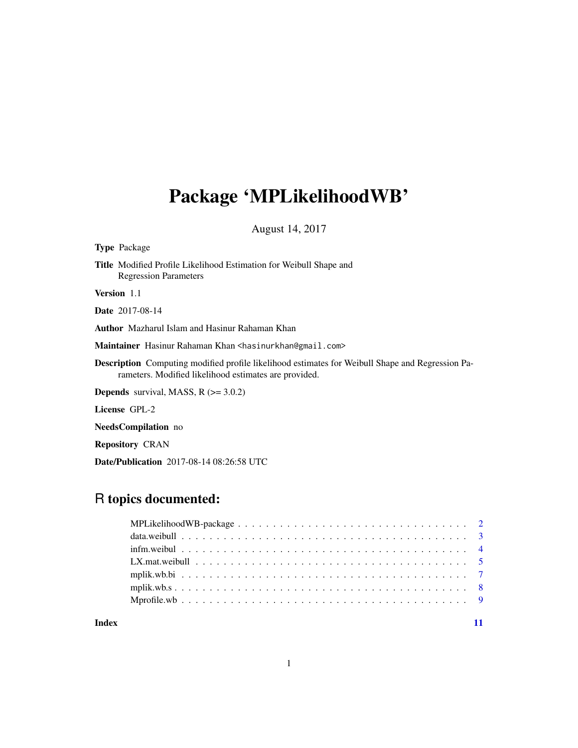# Package 'MPLikelihoodWB'

August 14, 2017

**Type** Package

**Title** Modified Profile Likelihood Estimation for Weibull Shape and Regression Parameters

**Version** 1.1

**Date** 2017-08-14

**Author** Mazharul Islam and Hasinur Rahaman Khan

**Maintainer** Hasinur Rahaman Khan <hasinurkhan@gmail.com>

**Description** Computing modified profile likelihood estimates for Weibull Shape and Regression Parameters. Modified likelihood estimates are provided.

**Depends** survival, MASS, R (>= 3.0.2)

**License** GPL-2

**NeedsCompilation** no

**Repository** CRAN

**Date/Publication** 2017-08-14 08:26:58 UTC

## R topics documented:

| | |
|---|---|
| MPLikelihoodWB-package | 2 |
| data.weibull | 3 |
| infm.weibul | 4 |
| LX.mat.weibull | 5 |
| mplik.wb.bi | 7 |
| mplik.wb.s | 8 |
| Mprofile.wb | 9 |
| **Index** | **11** |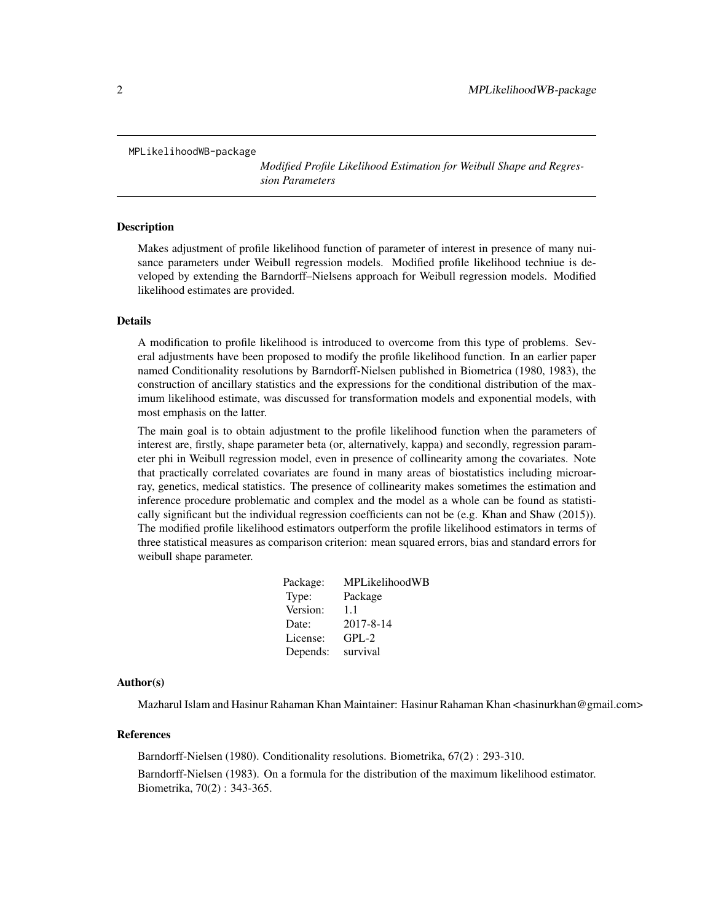MPLikelihoodWB-package

# *Modified Profile Likelihood Estimation for Weibull Shape and Regression Parameters*

## Description

Makes adjustment of profile likelihood function of parameter of interest in presence of many nuisance parameters under Weibull regression models. Modified profile likelihood techniue is developed by extending the Barndorff–Nielsens approach for Weibull regression models. Modified likelihood estimates are provided.

## Details

A modification to profile likelihood is introduced to overcome from this type of problems. Several adjustments have been proposed to modify the profile likelihood function. In an earlier paper named Conditionality resolutions by Barndorff-Nielsen published in Biometrica (1980, 1983), the construction of ancillary statistics and the expressions for the conditional distribution of the maximum likelihood estimate, was discussed for transformation models and exponential models, with most emphasis on the latter.

The main goal is to obtain adjustment to the profile likelihood function when the parameters of interest are, firstly, shape parameter beta (or, alternatively, kappa) and secondly, regression parameter phi in Weibull regression model, even in presence of collinearity among the covariates. Note that practically correlated covariates are found in many areas of biostatistics including microarray, genetics, medical statistics. The presence of collinearity makes sometimes the estimation and inference procedure problematic and complex and the model as a whole can be found as statistically significant but the individual regression coefficients can not be (e.g. Khan and Shaw (2015)). The modified profile likelihood estimators outperform the profile likelihood estimators in terms of three statistical measures as comparison criterion: mean squared errors, bias and standard errors for weibull shape parameter.

| | |
|---|---|
| Package: | MPLikelihoodWB |
| Type: | Package |
| Version: | 1.1 |
| Date: | 2017-8-14 |
| License: | GPL-2 |
| Depends: | survival |

## Author(s)

Mazharul Islam and Hasinur Rahaman Khan Maintainer: Hasinur Rahaman Khan <hasinurkhan@gmail.com>

## References

Barndorff-Nielsen (1980). Conditionality resolutions. Biometrika, 67(2) : 293-310.

Barndorff-Nielsen (1983). On a formula for the distribution of the maximum likelihood estimator. Biometrika, 70(2) : 343-365.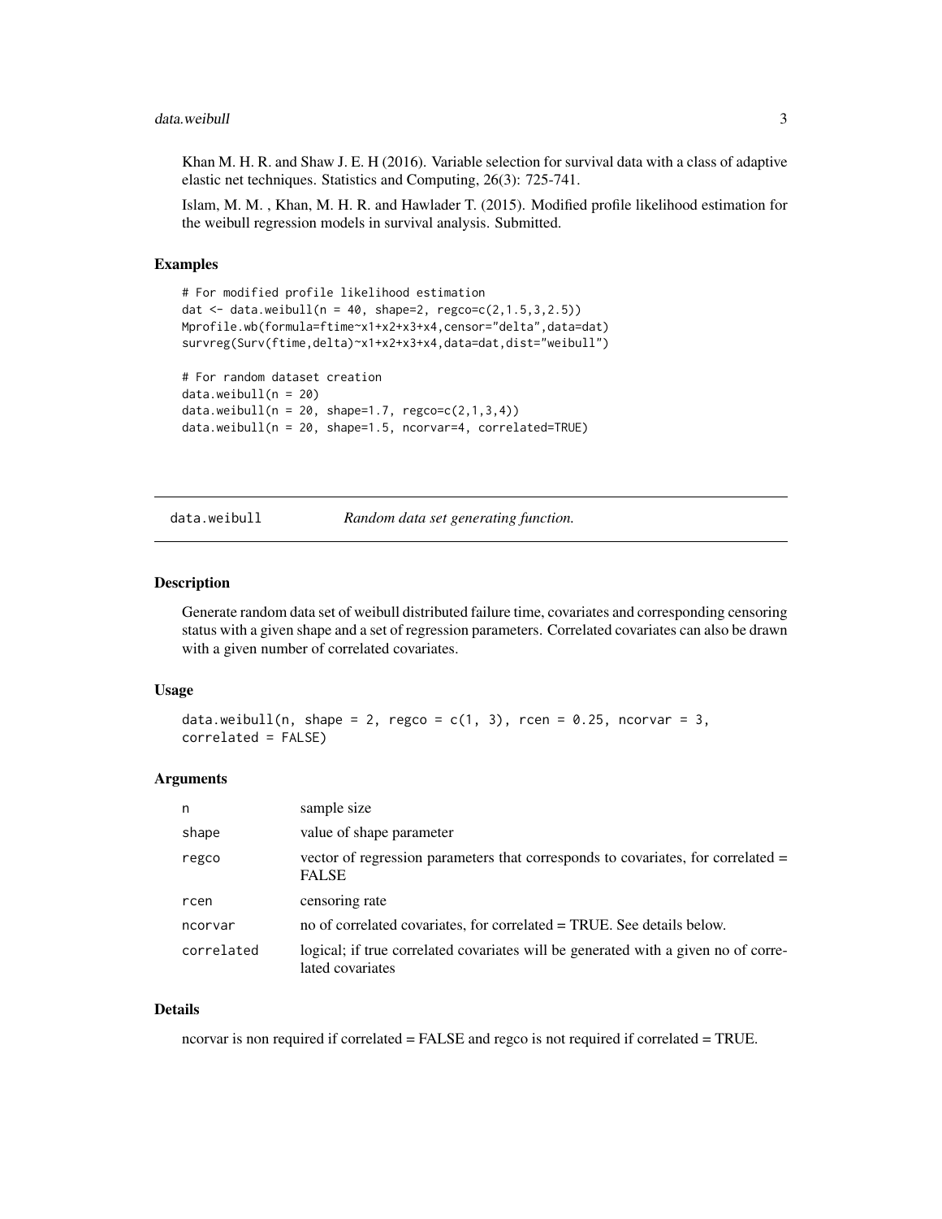Khan M. H. R. and Shaw J. E. H (2016). Variable selection for survival data with a class of adaptive elastic net techniques. Statistics and Computing, 26(3): 725-741.

Islam, M. M. , Khan, M. H. R. and Hawlader T. (2015). Modified profile likelihood estimation for the weibull regression models in survival analysis. Submitted.

### Examples

```
# For modified profile likelihood estimation
dat <- data.weibull(n = 40, shape=2, regco=c(2,1.5,3,2.5))
Mprofile.wb(formula=ftime~x1+x2+x3+x4,censor="delta",data=dat)
survreg(Surv(ftime,delta)~x1+x2+x3+x4,data=dat,dist="weibull")

# For random dataset creation
data.weibull(n = 20)
data.weibull(n = 20, shape=1.7, regco=c(2,1,3,4))
data.weibull(n = 20, shape=1.5, ncorvar=4, correlated=TRUE)
```

---

## data.weibull &nbsp;&nbsp;&nbsp; *Random data set generating function.*

---

### Description

Generate random data set of weibull distributed failure time, covariates and corresponding censoring status with a given shape and a set of regression parameters. Correlated covariates can also be drawn with a given number of correlated covariates.

### Usage

```
data.weibull(n, shape = 2, regco = c(1, 3), rcen = 0.25, ncorvar = 3,
correlated = FALSE)
```

### Arguments

| | |
|---|---|
| n | sample size |
| shape | value of shape parameter |
| regco | vector of regression parameters that corresponds to covariates, for correlated = FALSE |
| rcen | censoring rate |
| ncorvar | no of correlated covariates, for correlated = TRUE. See details below. |
| correlated | logical; if true correlated covariates will be generated with a given no of correlated covariates |

### Details

ncorvar is non required if correlated = FALSE and regco is not required if correlated = TRUE.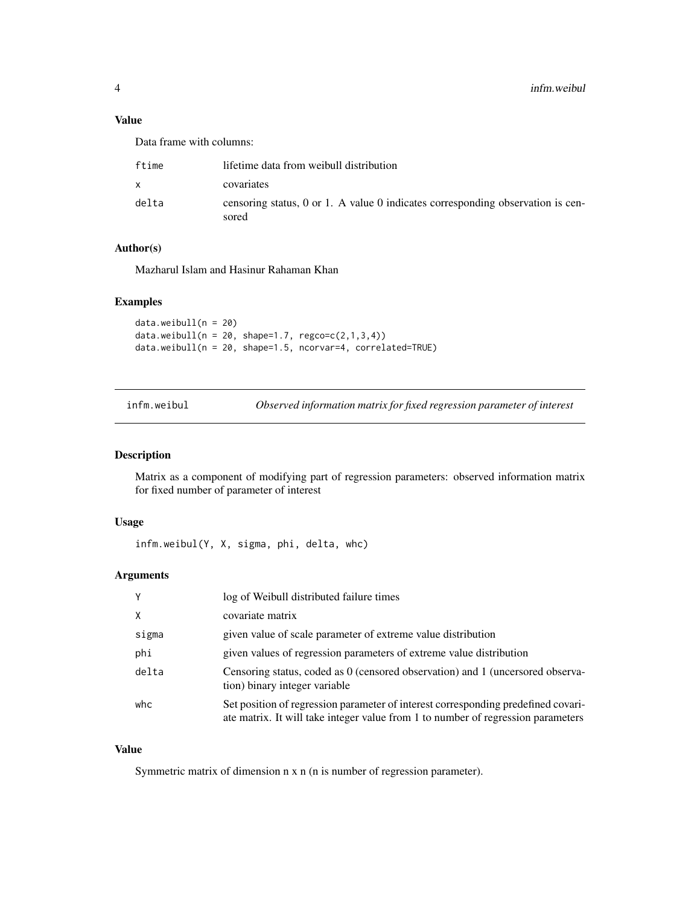### Value

Data frame with columns:

| | |
|---|---|
| ftime | lifetime data from weibull distribution |
| x | covariates |
| delta | censoring status, 0 or 1. A value 0 indicates corresponding observation is censored |

### Author(s)

Mazharul Islam and Hasinur Rahaman Khan

### Examples

```
data.weibull(n = 20)
data.weibull(n = 20, shape=1.7, regco=c(2,1,3,4))
data.weibull(n = 20, shape=1.5, ncorvar=4, correlated=TRUE)
```

---

## infm.weibul — *Observed information matrix for fixed regression parameter of interest*

### Description

Matrix as a component of modifying part of regression parameters: observed information matrix for fixed number of parameter of interest

### Usage

```
infm.weibul(Y, X, sigma, phi, delta, whc)
```

### Arguments

| | |
|---|---|
| Y | log of Weibull distributed failure times |
| X | covariate matrix |
| sigma | given value of scale parameter of extreme value distribution |
| phi | given values of regression parameters of extreme value distribution |
| delta | Censoring status, coded as 0 (censored observation) and 1 (uncersored observation) binary integer variable |
| whc | Set position of regression parameter of interest corresponding predefined covariate matrix. It will take integer value from 1 to number of regression parameters |

### Value

Symmetric matrix of dimension n x n (n is number of regression parameter).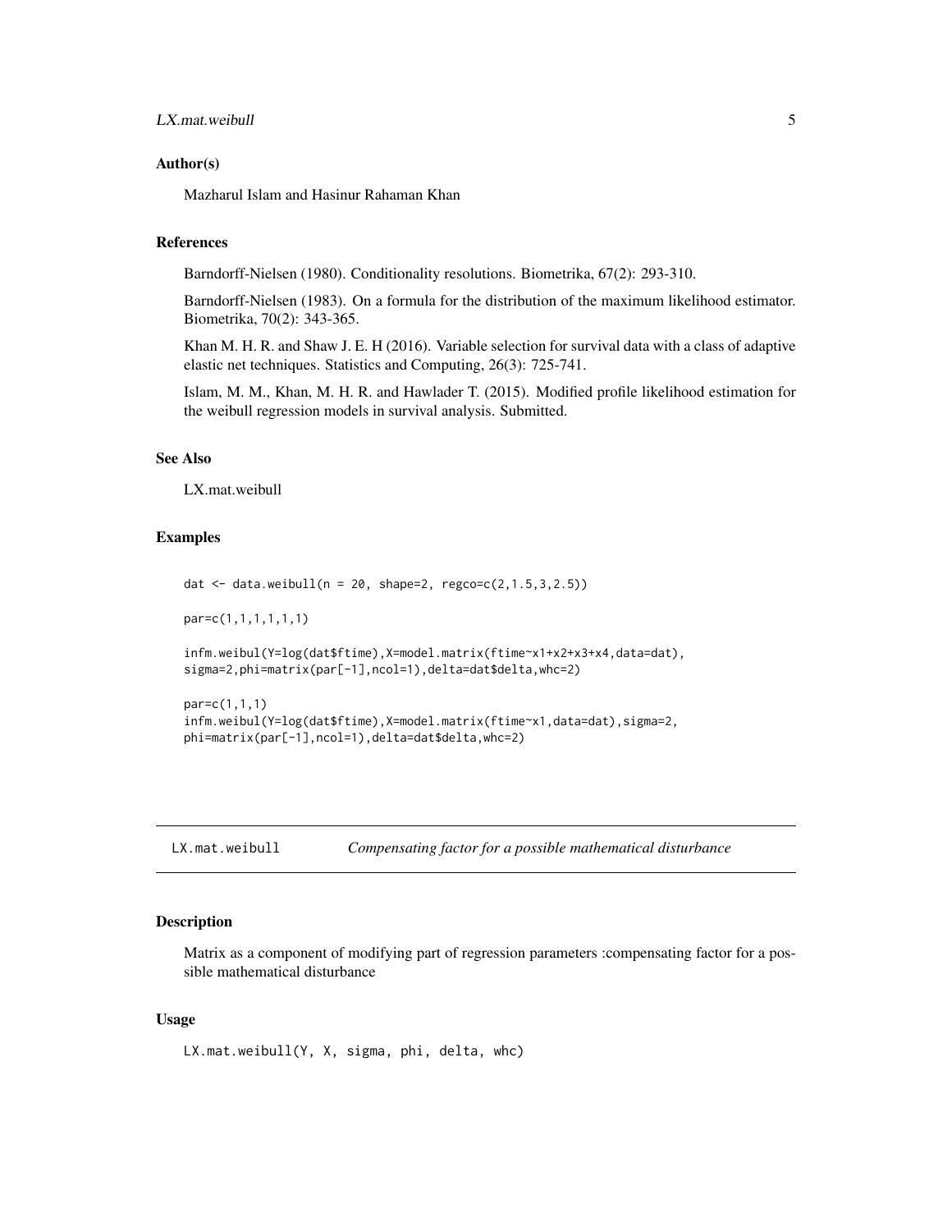## Author(s)

Mazharul Islam and Hasinur Rahaman Khan

## References

Barndorff-Nielsen (1980). Conditionality resolutions. Biometrika, 67(2): 293-310.

Barndorff-Nielsen (1983). On a formula for the distribution of the maximum likelihood estimator. Biometrika, 70(2): 343-365.

Khan M. H. R. and Shaw J. E. H (2016). Variable selection for survival data with a class of adaptive elastic net techniques. Statistics and Computing, 26(3): 725-741.

Islam, M. M., Khan, M. H. R. and Hawlader T. (2015). Modified profile likelihood estimation for the weibull regression models in survival analysis. Submitted.

## See Also

LX.mat.weibull

## Examples

```
dat <- data.weibull(n = 20, shape=2, regco=c(2,1.5,3,2.5))

par=c(1,1,1,1,1,1)

infm.weibul(Y=log(dat$ftime),X=model.matrix(ftime~x1+x2+x3+x4,data=dat),
sigma=2,phi=matrix(par[-1],ncol=1),delta=dat$delta,whc=2)

par=c(1,1,1)
infm.weibul(Y=log(dat$ftime),X=model.matrix(ftime~x1,data=dat),sigma=2,
phi=matrix(par[-1],ncol=1),delta=dat$delta,whc=2)
```

---

# LX.mat.weibull *Compensating factor for a possible mathematical disturbance*

## Description

Matrix as a component of modifying part of regression parameters :compensating factor for a possible mathematical disturbance

## Usage

```
LX.mat.weibull(Y, X, sigma, phi, delta, whc)
```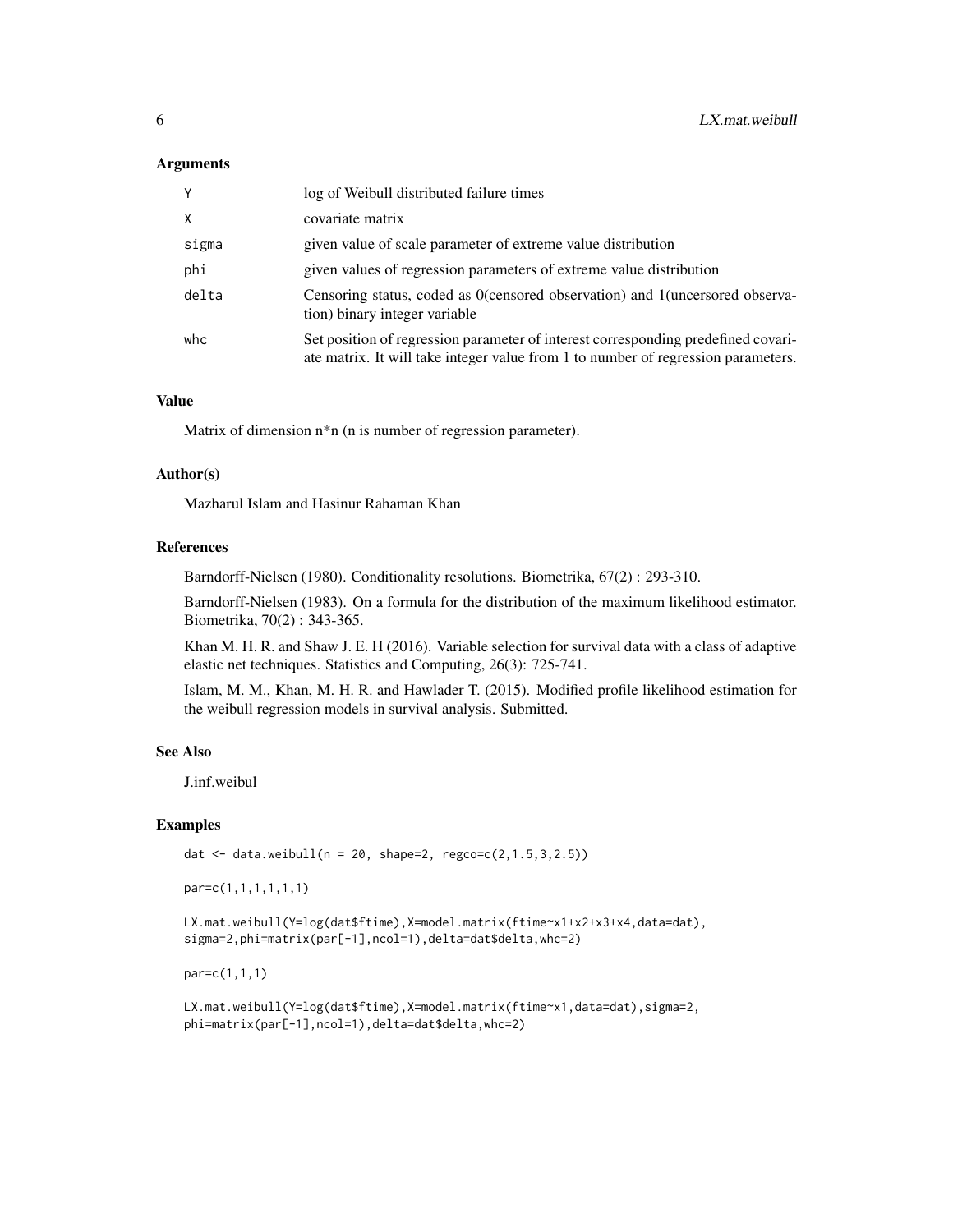## Arguments

| | |
|---|---|
| Y | log of Weibull distributed failure times |
| X | covariate matrix |
| sigma | given value of scale parameter of extreme value distribution |
| phi | given values of regression parameters of extreme value distribution |
| delta | Censoring status, coded as 0(censored observation) and 1(uncersored observation) binary integer variable |
| whc | Set position of regression parameter of interest corresponding predefined covariate matrix. It will take integer value from 1 to number of regression parameters. |

## Value

Matrix of dimension n*n (n is number of regression parameter).

## Author(s)

Mazharul Islam and Hasinur Rahaman Khan

## References

Barndorff-Nielsen (1980). Conditionality resolutions. Biometrika, 67(2) : 293-310.

Barndorff-Nielsen (1983). On a formula for the distribution of the maximum likelihood estimator. Biometrika, 70(2) : 343-365.

Khan M. H. R. and Shaw J. E. H (2016). Variable selection for survival data with a class of adaptive elastic net techniques. Statistics and Computing, 26(3): 725-741.

Islam, M. M., Khan, M. H. R. and Hawlader T. (2015). Modified profile likelihood estimation for the weibull regression models in survival analysis. Submitted.

## See Also

J.inf.weibul

## Examples

```
dat <- data.weibull(n = 20, shape=2, regco=c(2,1.5,3,2.5))

par=c(1,1,1,1,1,1)

LX.mat.weibull(Y=log(dat$ftime),X=model.matrix(ftime~x1+x2+x3+x4,data=dat),
sigma=2,phi=matrix(par[-1],ncol=1),delta=dat$delta,whc=2)

par=c(1,1,1)

LX.mat.weibull(Y=log(dat$ftime),X=model.matrix(ftime~x1,data=dat),sigma=2,
phi=matrix(par[-1],ncol=1),delta=dat$delta,whc=2)
```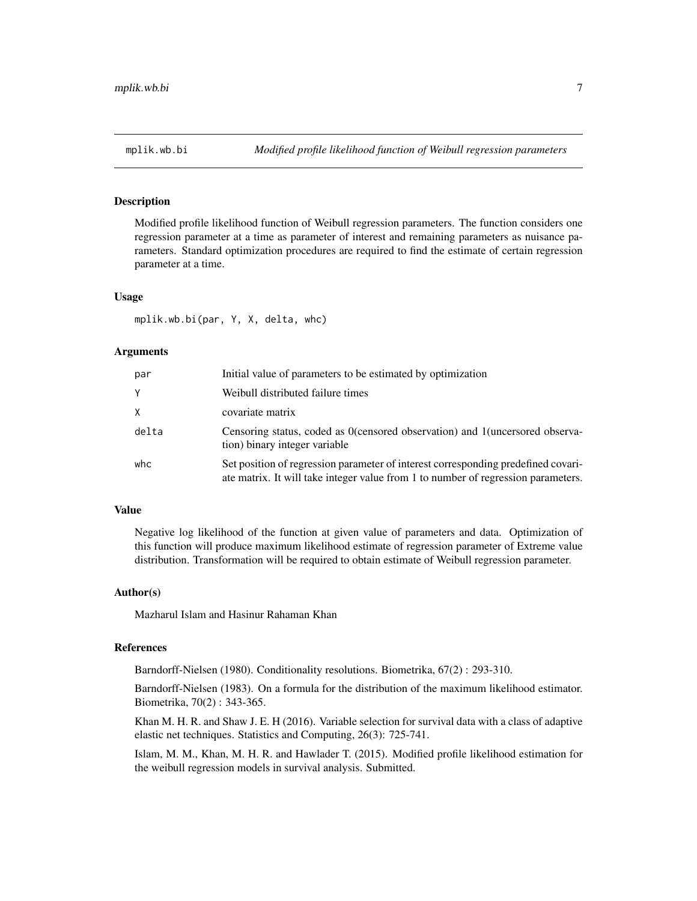## mplik.wb.bi *Modified profile likelihood function of Weibull regression parameters*

### Description

Modified profile likelihood function of Weibull regression parameters. The function considers one regression parameter at a time as parameter of interest and remaining parameters as nuisance parameters. Standard optimization procedures are required to find the estimate of certain regression parameter at a time.

### Usage

```
mplik.wb.bi(par, Y, X, delta, whc)
```

### Arguments

| | |
|---|---|
| par | Initial value of parameters to be estimated by optimization |
| Y | Weibull distributed failure times |
| X | covariate matrix |
| delta | Censoring status, coded as 0(censored observation) and 1(uncersored observation) binary integer variable |
| whc | Set position of regression parameter of interest corresponding predefined covariate matrix. It will take integer value from 1 to number of regression parameters. |

### Value

Negative log likelihood of the function at given value of parameters and data. Optimization of this function will produce maximum likelihood estimate of regression parameter of Extreme value distribution. Transformation will be required to obtain estimate of Weibull regression parameter.

### Author(s)

Mazharul Islam and Hasinur Rahaman Khan

### References

Barndorff-Nielsen (1980). Conditionality resolutions. Biometrika, 67(2) : 293-310.

Barndorff-Nielsen (1983). On a formula for the distribution of the maximum likelihood estimator. Biometrika, 70(2) : 343-365.

Khan M. H. R. and Shaw J. E. H (2016). Variable selection for survival data with a class of adaptive elastic net techniques. Statistics and Computing, 26(3): 725-741.

Islam, M. M., Khan, M. H. R. and Hawlader T. (2015). Modified profile likelihood estimation for the weibull regression models in survival analysis. Submitted.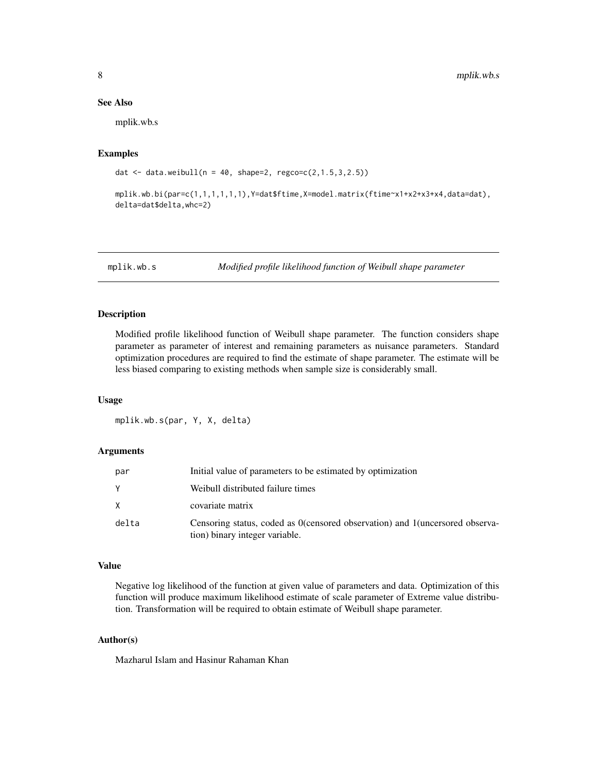### See Also

mplik.wb.s

### Examples

```
dat <- data.weibull(n = 40, shape=2, regco=c(2,1.5,3,2.5))

mplik.wb.bi(par=c(1,1,1,1,1,1),Y=dat$ftime,X=model.matrix(ftime~x1+x2+x3+x4,data=dat),
delta=dat$delta,whc=2)
```

---

## mplik.wb.s    *Modified profile likelihood function of Weibull shape parameter*

---

### Description

Modified profile likelihood function of Weibull shape parameter. The function considers shape parameter as parameter of interest and remaining parameters as nuisance parameters. Standard optimization procedures are required to find the estimate of shape parameter. The estimate will be less biased comparing to existing methods when sample size is considerably small.

### Usage

```
mplik.wb.s(par, Y, X, delta)
```

### Arguments

| | |
|---|---|
| par | Initial value of parameters to be estimated by optimization |
| Y | Weibull distributed failure times |
| X | covariate matrix |
| delta | Censoring status, coded as 0(censored observation) and 1(uncersored observation) binary integer variable. |

### Value

Negative log likelihood of the function at given value of parameters and data. Optimization of this function will produce maximum likelihood estimate of scale parameter of Extreme value distribution. Transformation will be required to obtain estimate of Weibull shape parameter.

### Author(s)

Mazharul Islam and Hasinur Rahaman Khan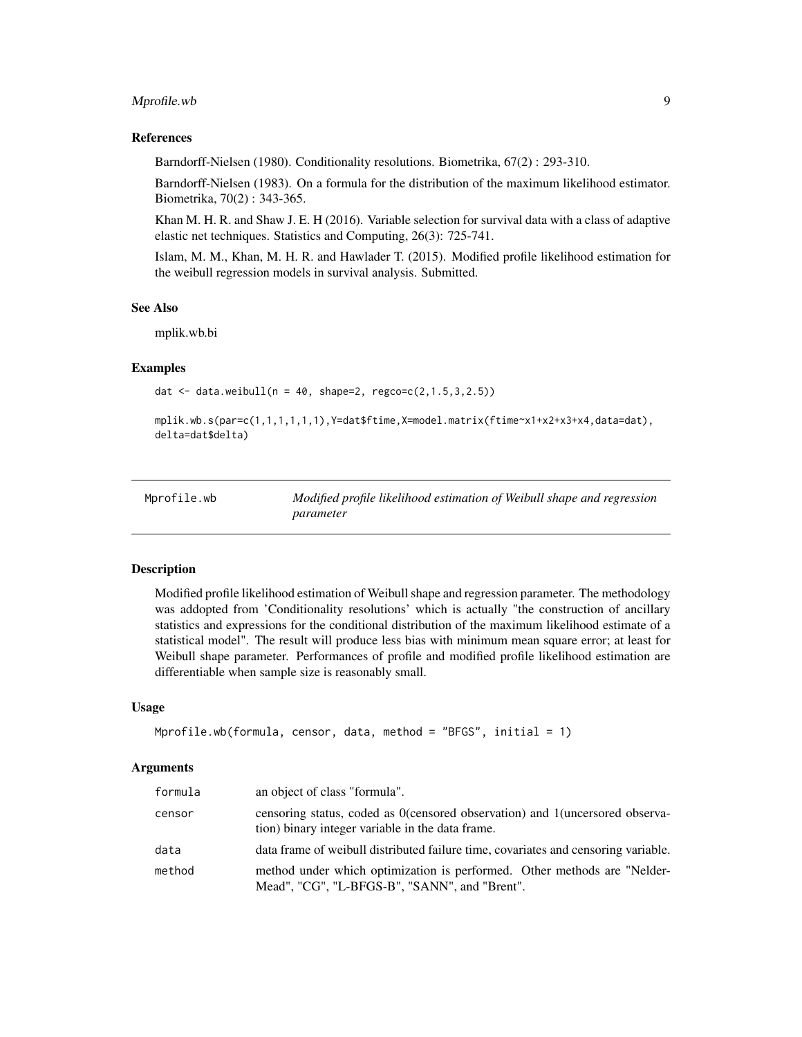### References

Barndorff-Nielsen (1980). Conditionality resolutions. Biometrika, 67(2) : 293-310.

Barndorff-Nielsen (1983). On a formula for the distribution of the maximum likelihood estimator. Biometrika, 70(2) : 343-365.

Khan M. H. R. and Shaw J. E. H (2016). Variable selection for survival data with a class of adaptive elastic net techniques. Statistics and Computing, 26(3): 725-741.

Islam, M. M., Khan, M. H. R. and Hawlader T. (2015). Modified profile likelihood estimation for the weibull regression models in survival analysis. Submitted.

### See Also

mplik.wb.bi

### Examples

```
dat <- data.weibull(n = 40, shape=2, regco=c(2,1.5,3,2.5))

mplik.wb.s(par=c(1,1,1,1,1,1),Y=dat$ftime,X=model.matrix(ftime~x1+x2+x3+x4,data=dat),
delta=dat$delta)
```

---

## Mprofile.wb — *Modified profile likelihood estimation of Weibull shape and regression parameter*

### Description

Modified profile likelihood estimation of Weibull shape and regression parameter. The methodology was addopted from 'Conditionality resolutions' which is actually "the construction of ancillary statistics and expressions for the conditional distribution of the maximum likelihood estimate of a statistical model". The result will produce less bias with minimum mean square error; at least for Weibull shape parameter. Performances of profile and modified profile likelihood estimation are differentiable when sample size is reasonably small.

### Usage

```
Mprofile.wb(formula, censor, data, method = "BFGS", initial = 1)
```

### Arguments

| | |
|---|---|
| formula | an object of class "formula". |
| censor | censoring status, coded as 0(censored observation) and 1(uncersored observation) binary integer variable in the data frame. |
| data | data frame of weibull distributed failure time, covariates and censoring variable. |
| method | method under which optimization is performed. Other methods are "Nelder-Mead", "CG", "L-BFGS-B", "SANN", and "Brent". |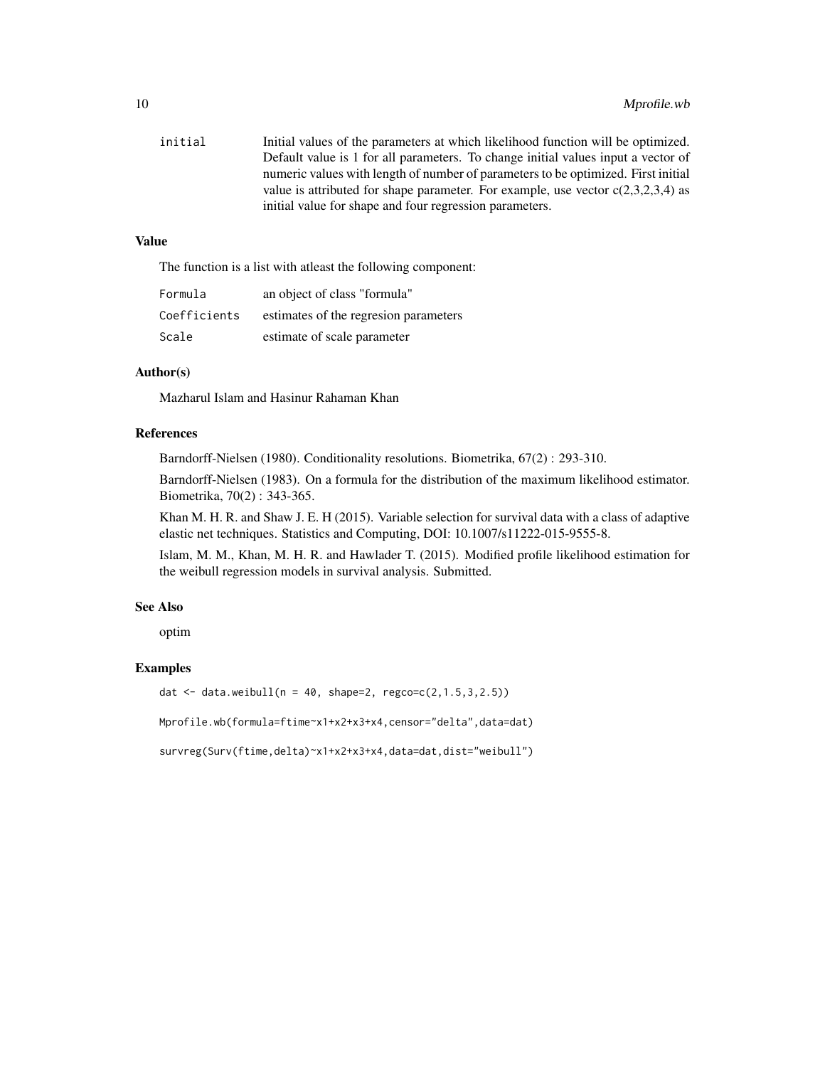| | |
|---|---|
| initial | Initial values of the parameters at which likelihood function will be optimized. Default value is 1 for all parameters. To change initial values input a vector of numeric values with length of number of parameters to be optimized. First initial value is attributed for shape parameter. For example, use vector c(2,3,2,3,4) as initial value for shape and four regression parameters. |

### Value

The function is a list with atleast the following component:

| | |
|---|---|
| Formula | an object of class "formula" |
| Coefficients | estimates of the regresion parameters |
| Scale | estimate of scale parameter |

### Author(s)

Mazharul Islam and Hasinur Rahaman Khan

### References

Barndorff-Nielsen (1980). Conditionality resolutions. Biometrika, 67(2) : 293-310.

Barndorff-Nielsen (1983). On a formula for the distribution of the maximum likelihood estimator. Biometrika, 70(2) : 343-365.

Khan M. H. R. and Shaw J. E. H (2015). Variable selection for survival data with a class of adaptive elastic net techniques. Statistics and Computing, DOI: 10.1007/s11222-015-9555-8.

Islam, M. M., Khan, M. H. R. and Hawlader T. (2015). Modified profile likelihood estimation for the weibull regression models in survival analysis. Submitted.

### See Also

optim

### Examples

```
dat <- data.weibull(n = 40, shape=2, regco=c(2,1.5,3,2.5))

Mprofile.wb(formula=ftime~x1+x2+x3+x4,censor="delta",data=dat)

survreg(Surv(ftime,delta)~x1+x2+x3+x4,data=dat,dist="weibull")
```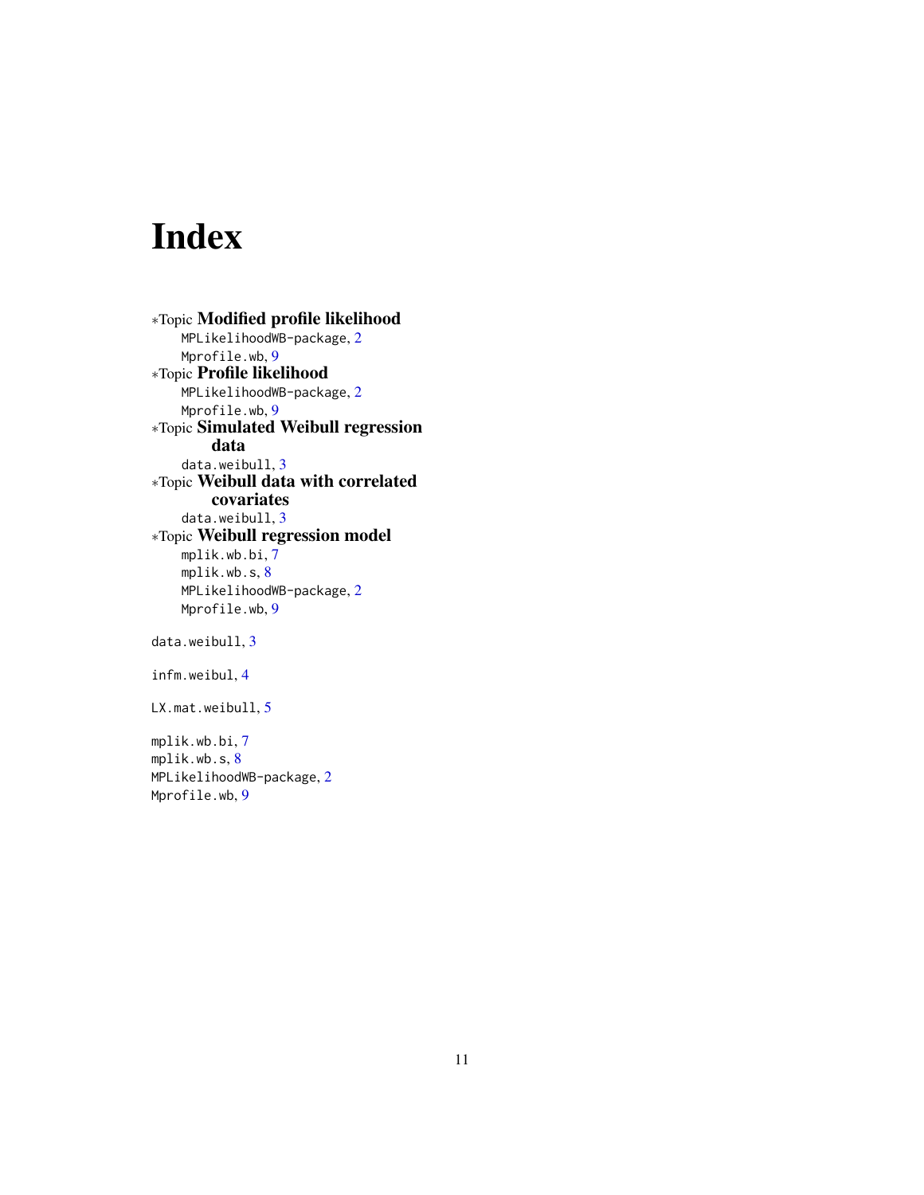# Index

∗Topic **Modified profile likelihood**
  MPLikelihoodWB-package, 2
  Mprofile.wb, 9
∗Topic **Profile likelihood**
  MPLikelihoodWB-package, 2
  Mprofile.wb, 9
∗Topic **Simulated Weibull regression data**
  data.weibull, 3
∗Topic **Weibull data with correlated covariates**
  data.weibull, 3
∗Topic **Weibull regression model**
  mplik.wb.bi, 7
  mplik.wb.s, 8
  MPLikelihoodWB-package, 2
  Mprofile.wb, 9

data.weibull, 3

infm.weibul, 4

LX.mat.weibull, 5

mplik.wb.bi, 7
mplik.wb.s, 8
MPLikelihoodWB-package, 2
Mprofile.wb, 9